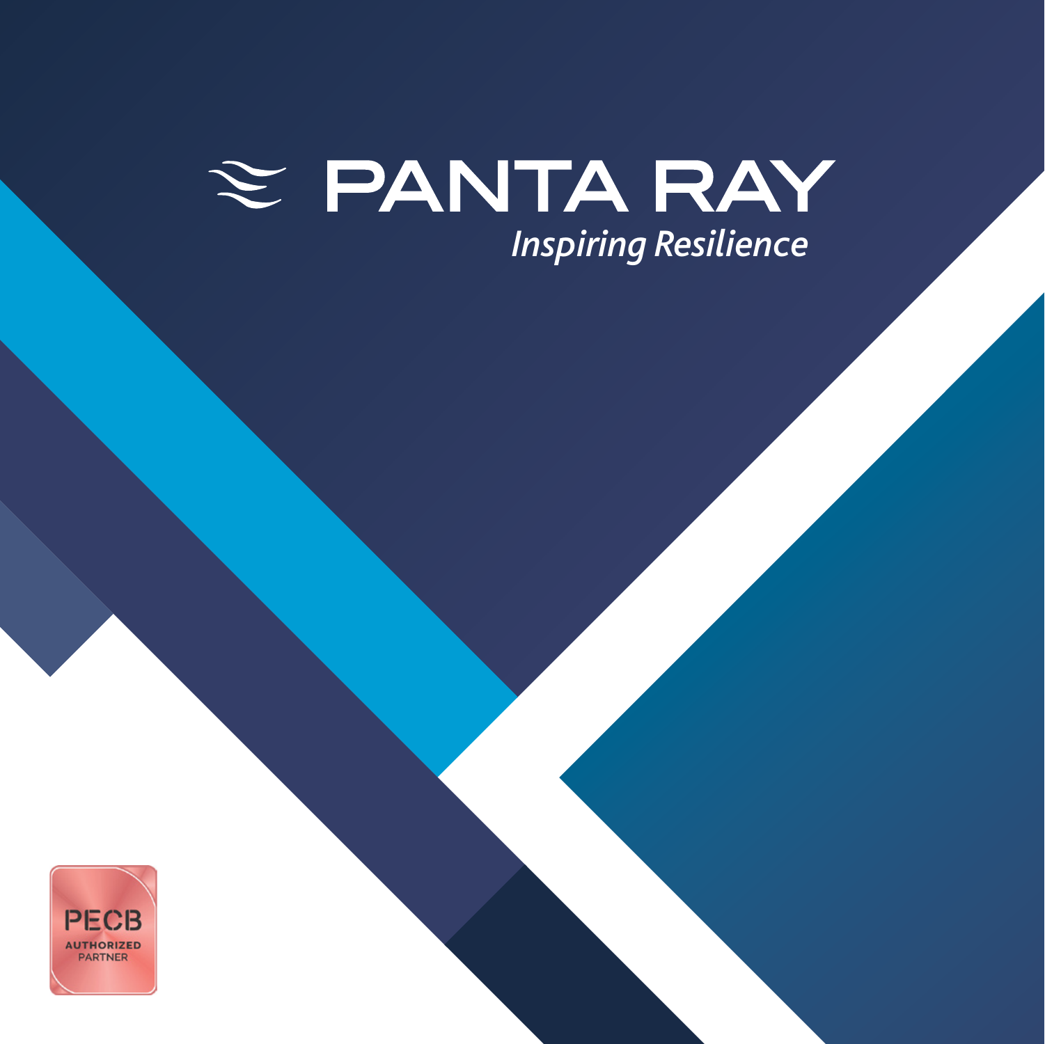# PANTA RAY

*Inspiring Resilience*

PECB
AUTHORIZED
PARTNER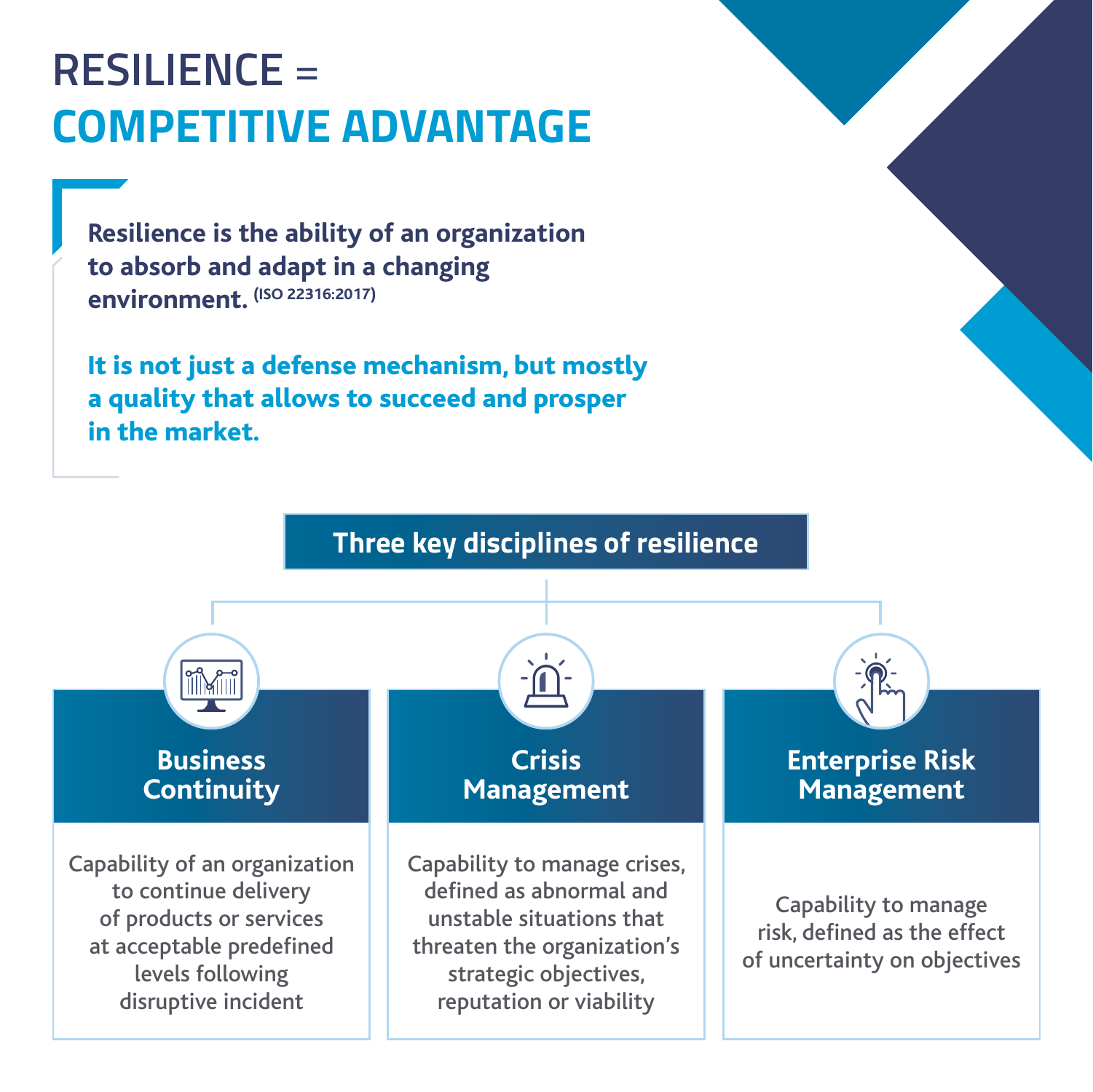# RESILIENCE = COMPETITIVE ADVANTAGE

**Resilience is the ability of an organization to absorb and adapt in a changing environment.** (ISO 22316:2017)

**It is not just a defense mechanism, but mostly a quality that allows to succeed and prosper in the market.**

## Three key disciplines of resilience

### Business Continuity

Capability of an organization to continue delivery of products or services at acceptable predefined levels following disruptive incident

### Crisis Management

Capability to manage crises, defined as abnormal and unstable situations that threaten the organization's strategic objectives, reputation or viability

### Enterprise Risk Management

Capability to manage risk, defined as the effect of uncertainty on objectives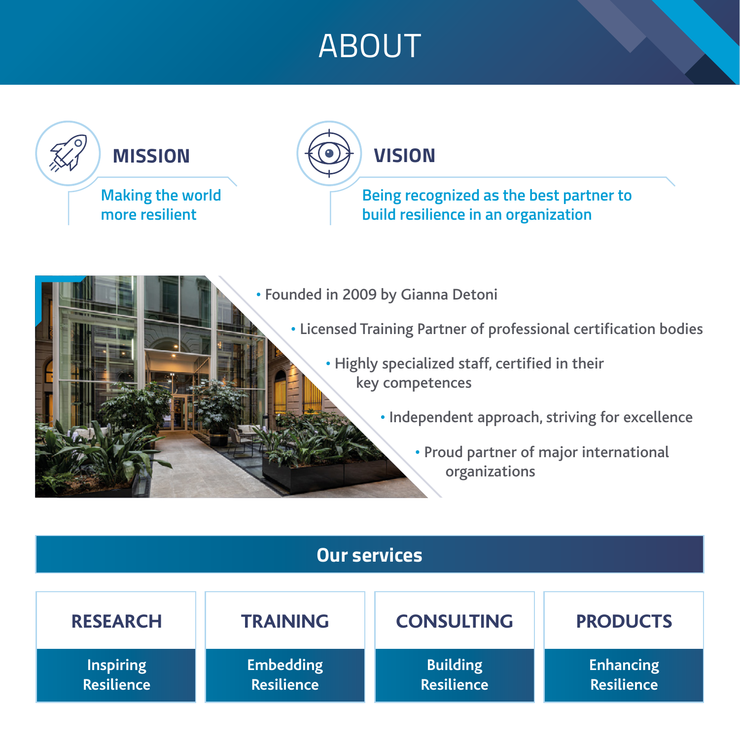# ABOUT

## MISSION

Making the world more resilient

## VISION

Being recognized as the best partner to build resilience in an organization

- Founded in 2009 by Gianna Detoni
- Licensed Training Partner of professional certification bodies
- Highly specialized staff, certified in their key competences
- Independent approach, striving for excellence
- Proud partner of major international organizations

## Our services

| RESEARCH | TRAINING | CONSULTING | PRODUCTS |
|---|---|---|---|
| Inspiring Resilience | Embedding Resilience | Building Resilience | Enhancing Resilience |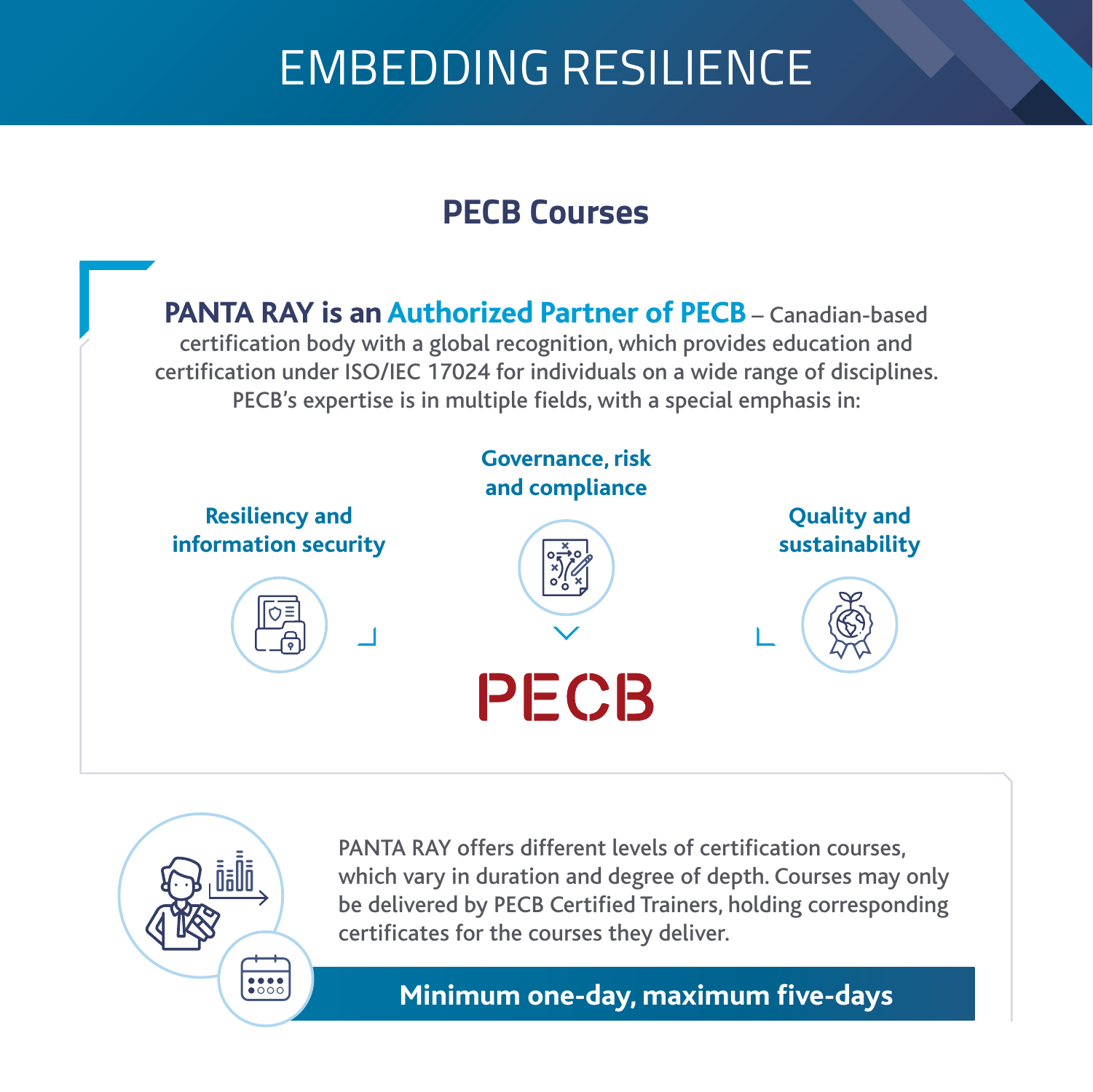# EMBEDDING RESILIENCE

## PECB Courses

**PANTA RAY is an Authorized Partner of PECB** – Canadian-based certification body with a global recognition, which provides education and certification under ISO/IEC 17024 for individuals on a wide range of disciplines. PECB's expertise is in multiple fields, with a special emphasis in:

- **Resiliency and information security**
- **Governance, risk and compliance**
- **Quality and sustainability**

PECB

PANTA RAY offers different levels of certification courses, which vary in duration and degree of depth. Courses may only be delivered by PECB Certified Trainers, holding corresponding certificates for the courses they deliver.

**Minimum one-day, maximum five-days**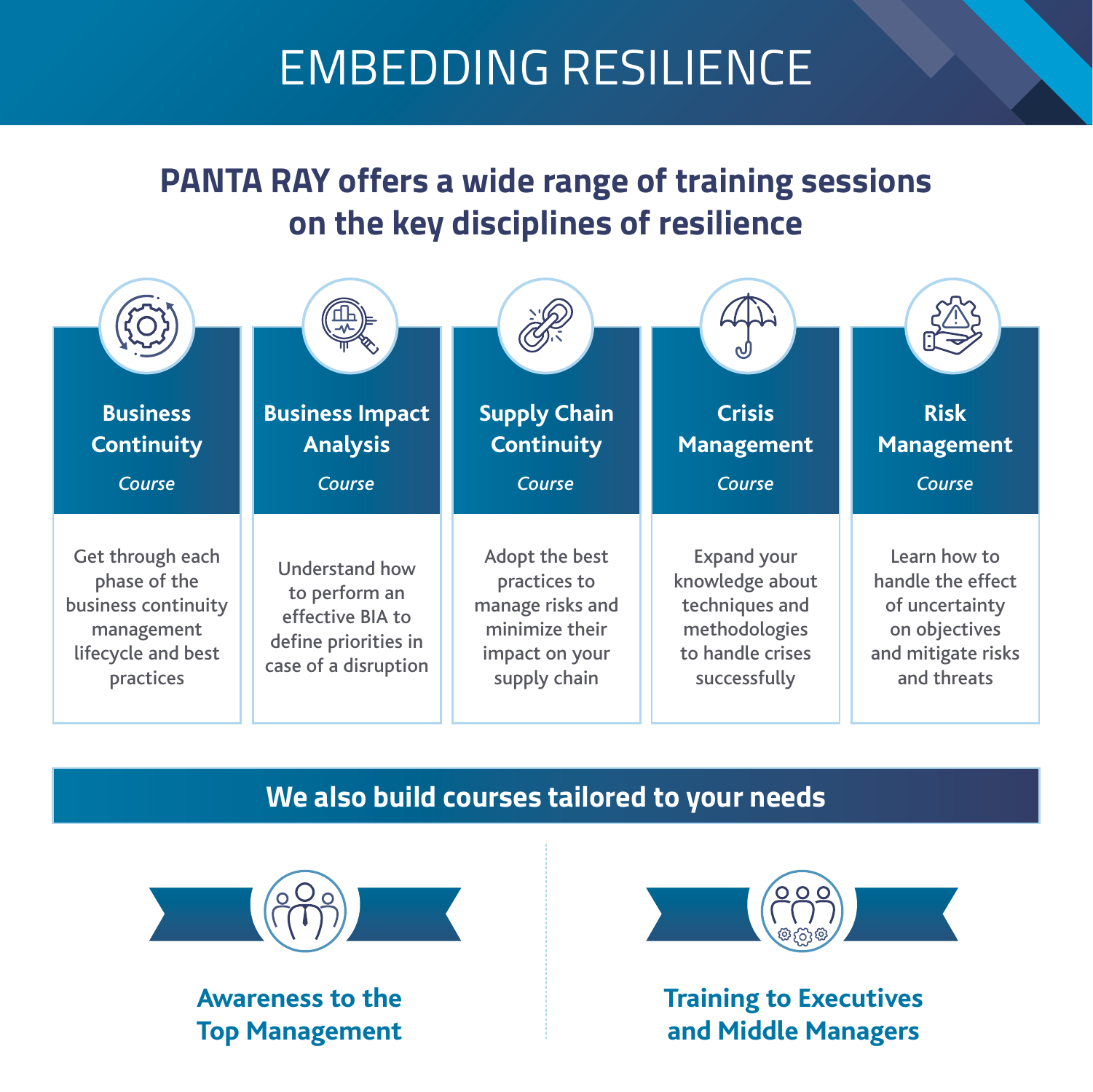# EMBEDDING RESILIENCE

## PANTA RAY offers a wide range of training sessions on the key disciplines of resilience

### Business Continuity

*Course*

Get through each phase of the business continuity management lifecycle and best practices

### Business Impact Analysis

*Course*

Understand how to perform an effective BIA to define priorities in case of a disruption

### Supply Chain Continuity

*Course*

Adopt the best practices to manage risks and minimize their impact on your supply chain

### Crisis Management

*Course*

Expand your knowledge about techniques and methodologies to handle crises successfully

### Risk Management

*Course*

Learn how to handle the effect of uncertainty on objectives and mitigate risks and threats

## We also build courses tailored to your needs

### Awareness to the Top Management

### Training to Executives and Middle Managers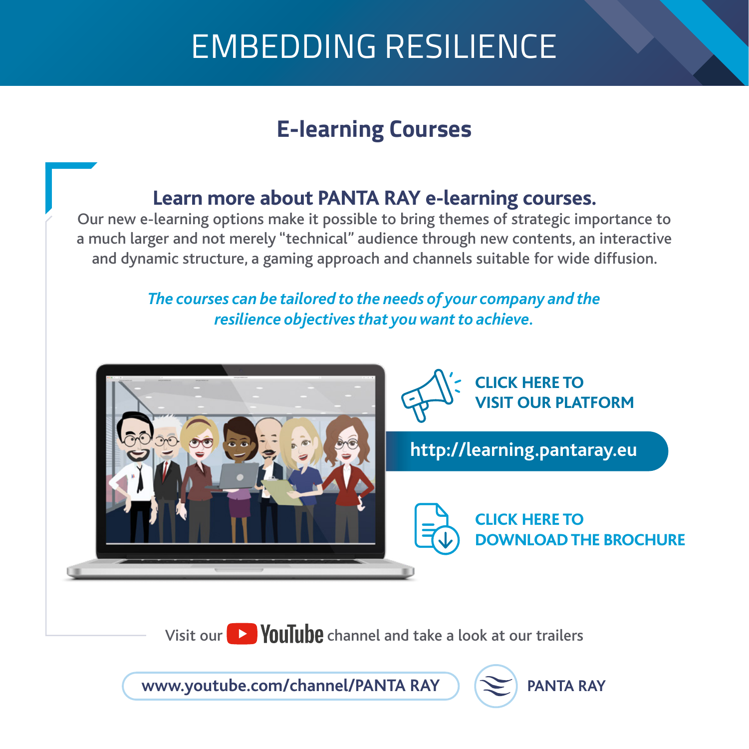# EMBEDDING RESILIENCE

## E-learning Courses

### Learn more about PANTA RAY e-learning courses.

Our new e-learning options make it possible to bring themes of strategic importance to a much larger and not merely "technical" audience through new contents, an interactive and dynamic structure, a gaming approach and channels suitable for wide diffusion.

*The courses can be tailored to the needs of your company and the resilience objectives that you want to achieve.*

**CLICK HERE TO VISIT OUR PLATFORM**

http://learning.pantaray.eu

**CLICK HERE TO DOWNLOAD THE BROCHURE**

Visit our YouTube channel and take a look at our trailers

www.youtube.com/channel/PANTA RAY

PANTA RAY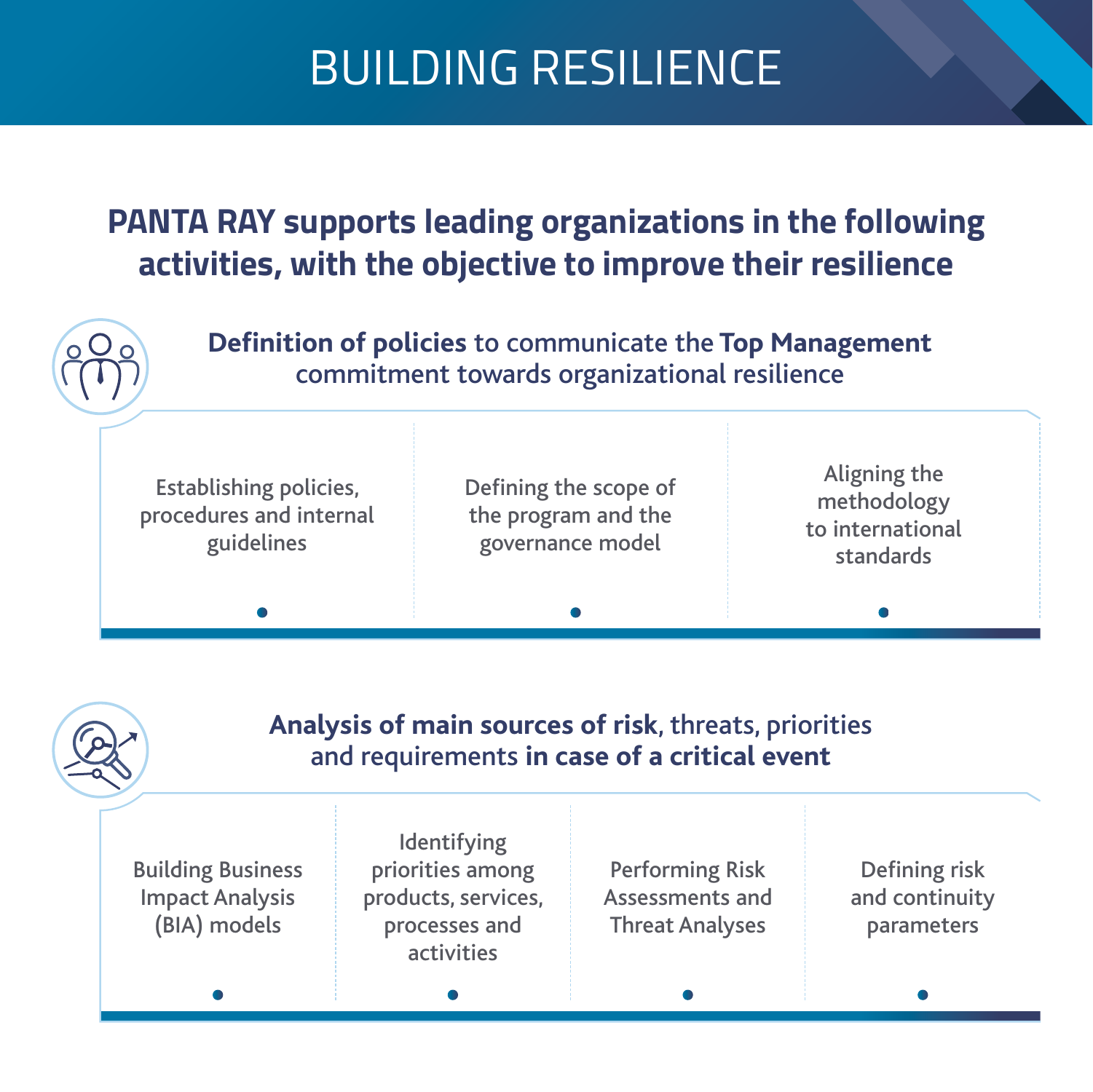# BUILDING RESILIENCE

## PANTA RAY supports leading organizations in the following activities, with the objective to improve their resilience

### **Definition of policies** to communicate the **Top Management** commitment towards organizational resilience

- Establishing policies, procedures and internal guidelines
- Defining the scope of the program and the governance model
- Aligning the methodology to international standards

### **Analysis of main sources of risk**, threats, priorities and requirements **in case of a critical event**

- Building Business Impact Analysis (BIA) models
- Identifying priorities among products, services, processes and activities
- Performing Risk Assessments and Threat Analyses
- Defining risk and continuity parameters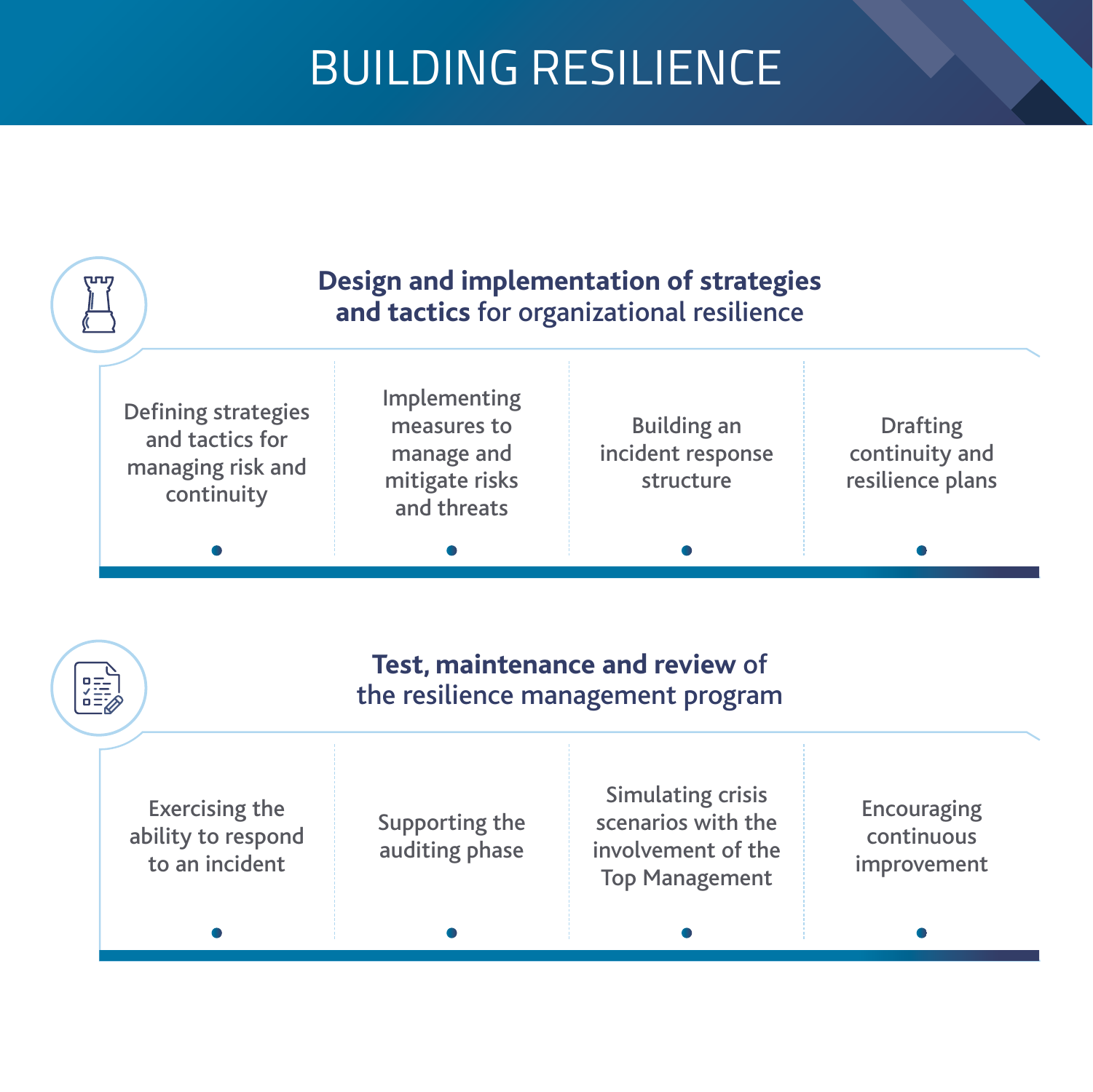# BUILDING RESILIENCE

## **Design and implementation of strategies and tactics** for organizational resilience

- Defining strategies and tactics for managing risk and continuity
- Implementing measures to manage and mitigate risks and threats
- Building an incident response structure
- Drafting continuity and resilience plans

## **Test, maintenance and review** of the resilience management program

- Exercising the ability to respond to an incident
- Supporting the auditing phase
- Simulating crisis scenarios with the involvement of the Top Management
- Encouraging continuous improvement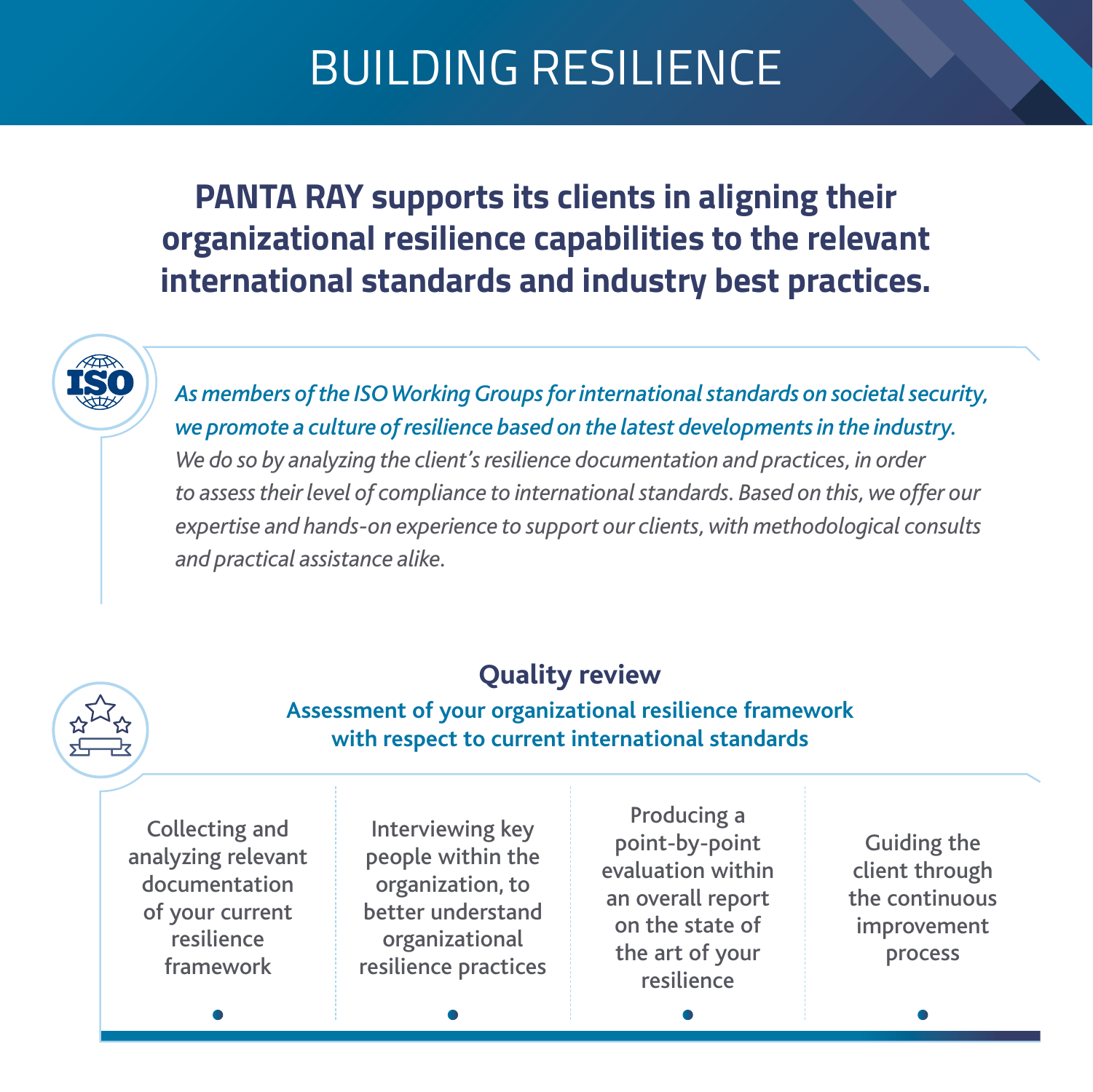# BUILDING RESILIENCE

**PANTA RAY supports its clients in aligning their organizational resilience capabilities to the relevant international standards and industry best practices.**

*As members of the ISO Working Groups for international standards on societal security, we promote a culture of resilience based on the latest developments in the industry.*

*We do so by analyzing the client's resilience documentation and practices, in order to assess their level of compliance to international standards. Based on this, we offer our expertise and hands-on experience to support our clients, with methodological consults and practical assistance alike.*

## Quality review

**Assessment of your organizational resilience framework with respect to current international standards**

- Collecting and analyzing relevant documentation of your current resilience framework
- Interviewing key people within the organization, to better understand organizational resilience practices
- Producing a point-by-point evaluation within an overall report on the state of the art of your resilience
- Guiding the client through the continuous improvement process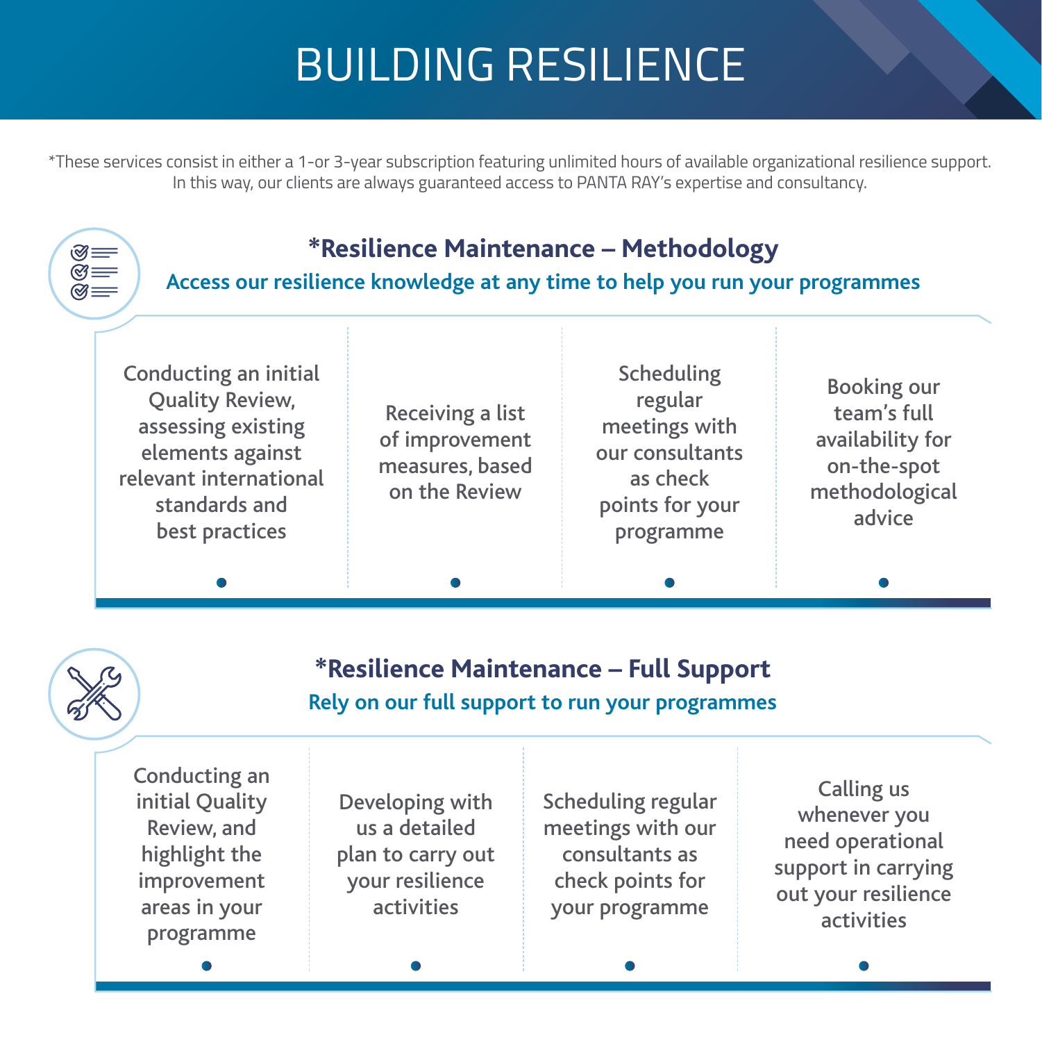# BUILDING RESILIENCE

*These services consist in either a 1-or 3-year subscription featuring unlimited hours of available organizational resilience support. In this way, our clients are always guaranteed access to PANTA RAY's expertise and consultancy.

## *Resilience Maintenance – Methodology

**Access our resilience knowledge at any time to help you run your programmes**

- Conducting an initial Quality Review, assessing existing elements against relevant international standards and best practices
- Receiving a list of improvement measures, based on the Review
- Scheduling regular meetings with our consultants as check points for your programme
- Booking our team's full availability for on-the-spot methodological advice

## *Resilience Maintenance – Full Support

**Rely on our full support to run your programmes**

- Conducting an initial Quality Review, and highlight the improvement areas in your programme
- Developing with us a detailed plan to carry out your resilience activities
- Scheduling regular meetings with our consultants as check points for your programme
- Calling us whenever you need operational support in carrying out your resilience activities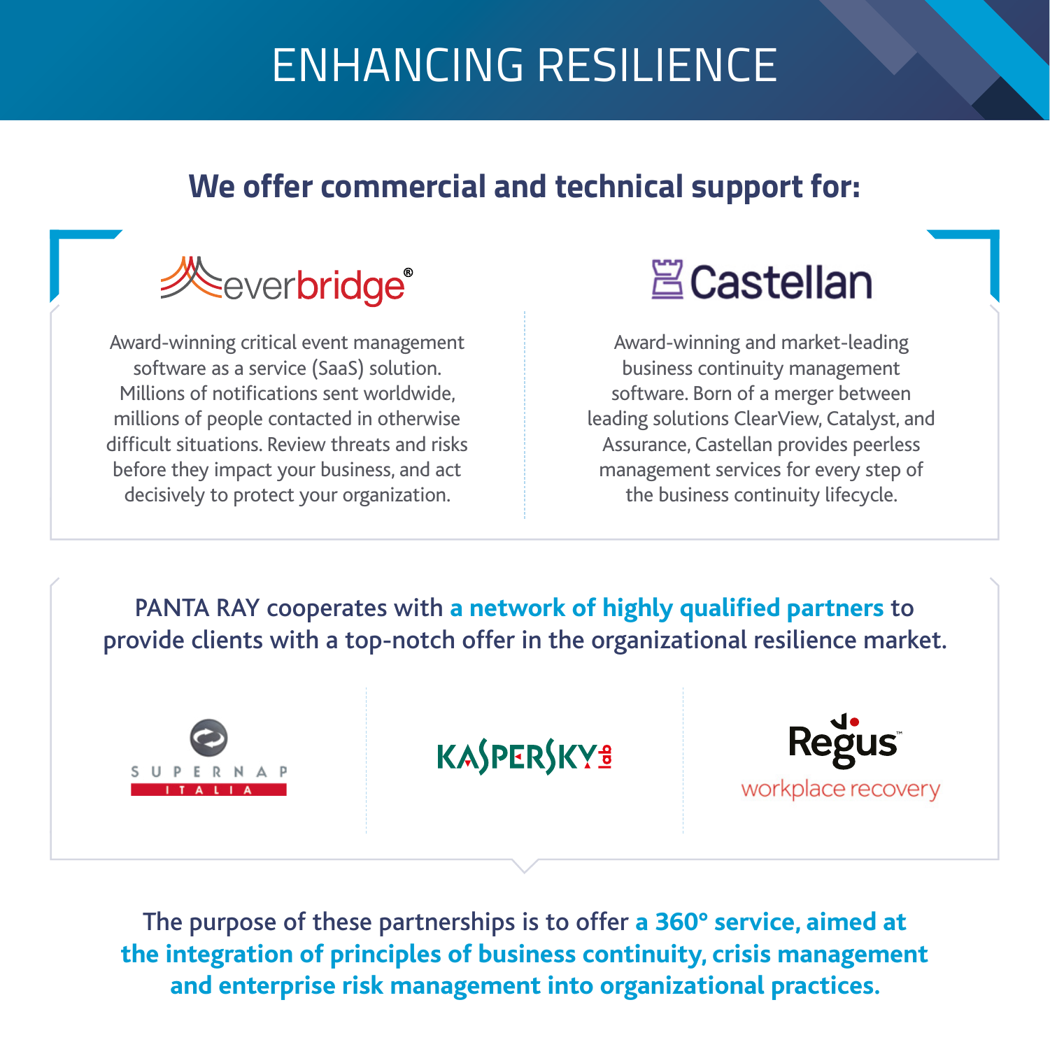# ENHANCING RESILIENCE

## We offer commercial and technical support for:

**everbridge®**

Award-winning critical event management software as a service (SaaS) solution. Millions of notifications sent worldwide, millions of people contacted in otherwise difficult situations. Review threats and risks before they impact your business, and act decisively to protect your organization.

**Castellan**

Award-winning and market-leading business continuity management software. Born of a merger between leading solutions ClearView, Catalyst, and Assurance, Castellan provides peerless management services for every step of the business continuity lifecycle.

PANTA RAY cooperates with **a network of highly qualified partners** to provide clients with a top-notch offer in the organizational resilience market.

SUPERNAP ITALIA

KASPERSKY lab

Regus™ workplace recovery

The purpose of these partnerships is to offer **a 360° service, aimed at the integration of principles of business continuity, crisis management and enterprise risk management into organizational practices.**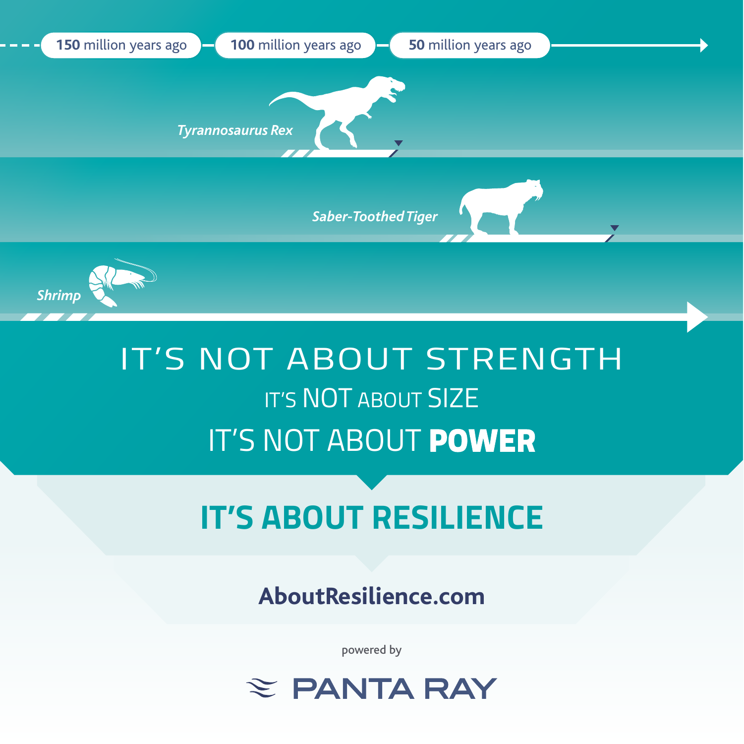150 million years ago — 100 million years ago — 50 million years ago

*Tyrannosaurus Rex*

*Saber-Toothed Tiger*

*Shrimp*

# IT'S NOT ABOUT STRENGTH

## IT'S NOT ABOUT SIZE

## IT'S NOT ABOUT **POWER**

# IT'S ABOUT RESILIENCE

**AboutResilience.com**

powered by

PANTA RAY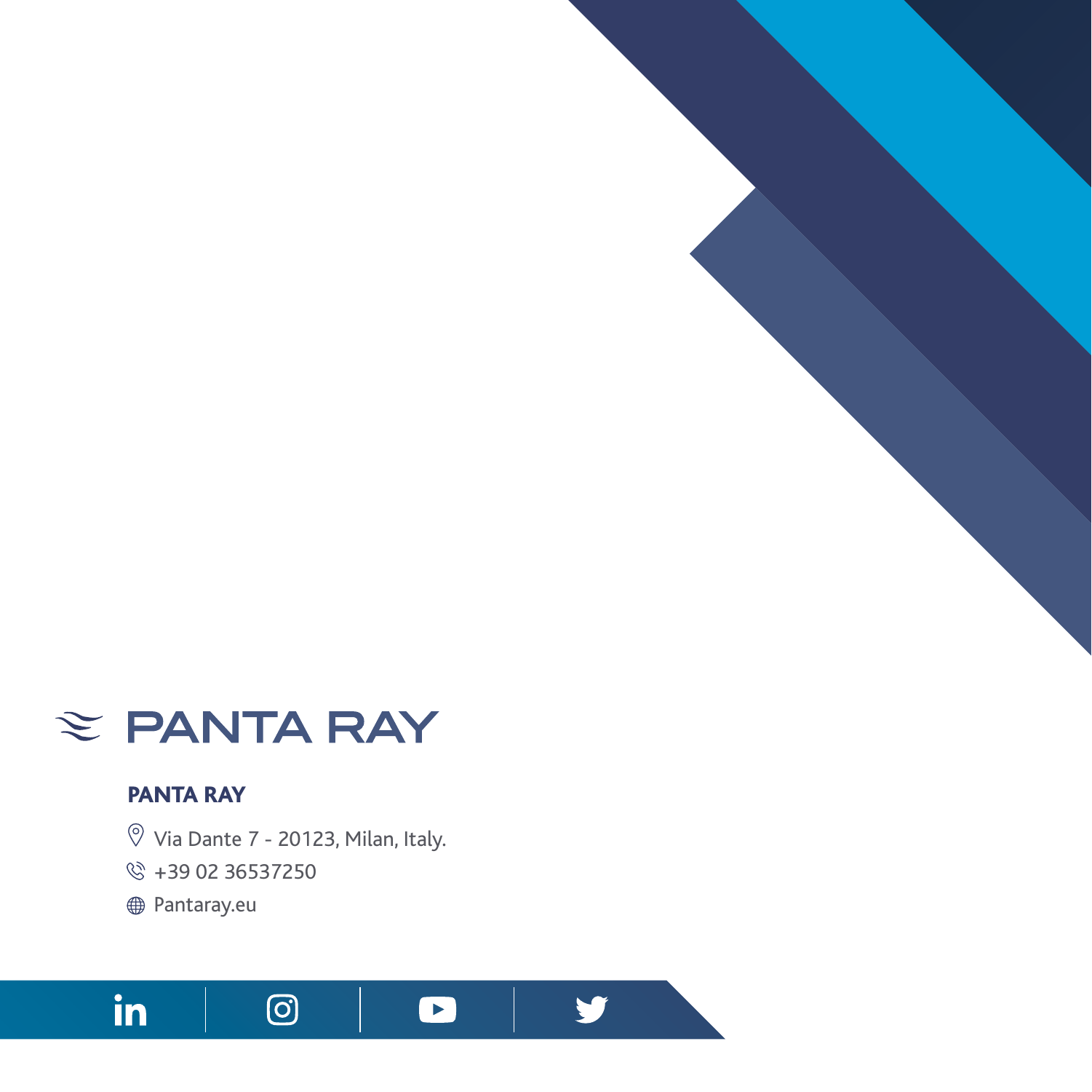PANTA RAY

**PANTA RAY**

Via Dante 7 - 20123, Milan, Italy.

+39 02 36537250

Pantaray.eu